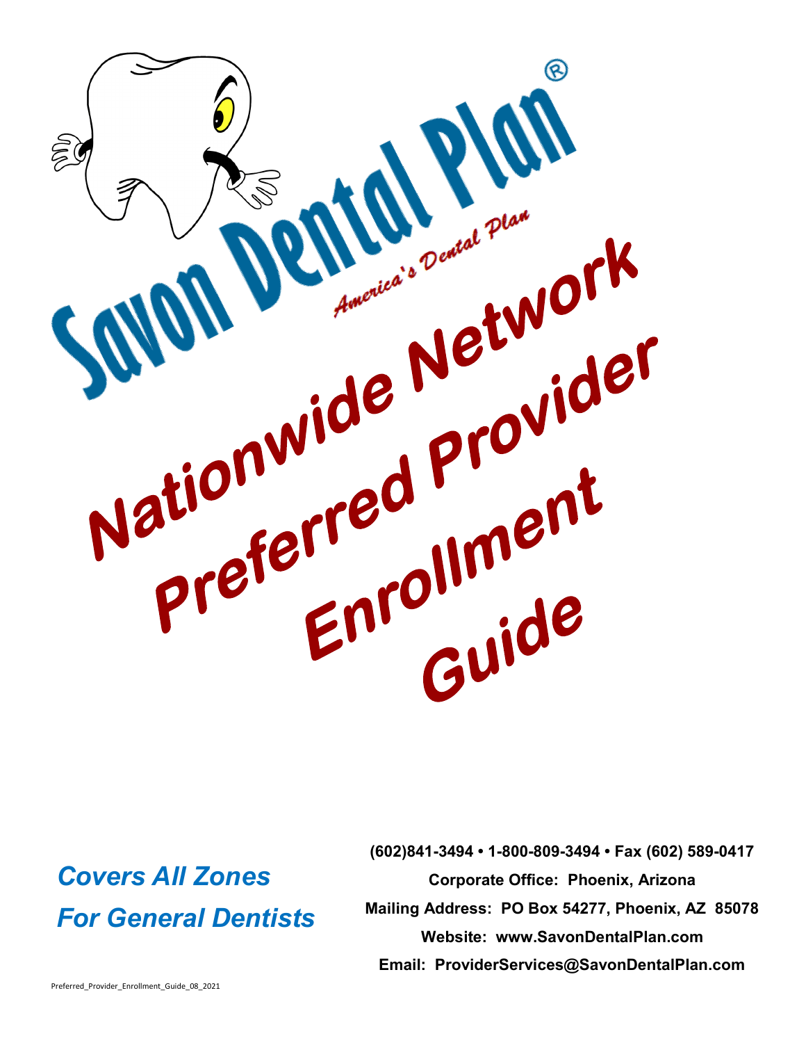# Savon Dental Plan®

*America's Dental Plan*

# Nationwide Network Preferred Provider Enrollment Guide

***Covers All Zones***

***For General Dentists***

**(602)841-3494 • 1-800-809-3494 • Fax (602) 589-0417**

**Corporate Office: Phoenix, Arizona**

**Mailing Address: PO Box 54277, Phoenix, AZ 85078**

**Website: www.SavonDentalPlan.com**

**Email: ProviderServices@SavonDentalPlan.com**

Preferred_Provider_Enrollment_Guide_08_2021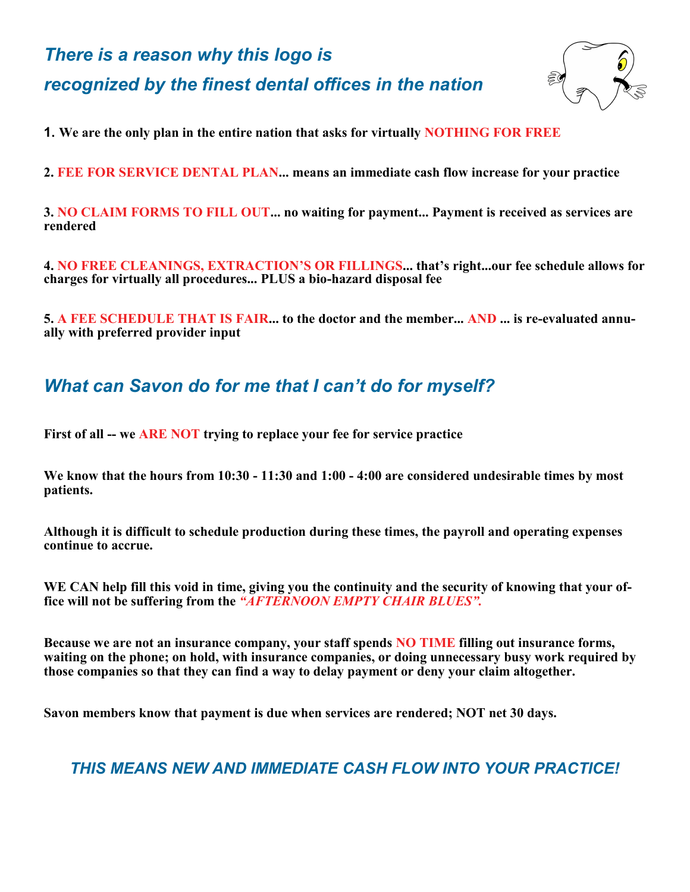## *There is a reason why this logo is recognized by the finest dental offices in the nation*

**1. We are the only plan in the entire nation that asks for virtually NOTHING FOR FREE**

**2. FEE FOR SERVICE DENTAL PLAN... means an immediate cash flow increase for your practice**

**3. NO CLAIM FORMS TO FILL OUT... no waiting for payment... Payment is received as services are rendered**

**4. NO FREE CLEANINGS, EXTRACTION'S OR FILLINGS... that's right...our fee schedule allows for charges for virtually all procedures... PLUS a bio-hazard disposal fee**

**5. A FEE SCHEDULE THAT IS FAIR... to the doctor and the member... AND ... is re-evaluated annually with preferred provider input**

## *What can Savon do for me that I can't do for myself?*

**First of all -- we ARE NOT trying to replace your fee for service practice**

**We know that the hours from 10:30 - 11:30 and 1:00 - 4:00 are considered undesirable times by most patients.**

**Although it is difficult to schedule production during these times, the payroll and operating expenses continue to accrue.**

**WE CAN help fill this void in time, giving you the continuity and the security of knowing that your office will not be suffering from the *"AFTERNOON EMPTY CHAIR BLUES".***

**Because we are not an insurance company, your staff spends NO TIME filling out insurance forms, waiting on the phone; on hold, with insurance companies, or doing unnecessary busy work required by those companies so that they can find a way to delay payment or deny your claim altogether.**

**Savon members know that payment is due when services are rendered; NOT net 30 days.**

## *THIS MEANS NEW AND IMMEDIATE CASH FLOW INTO YOUR PRACTICE!*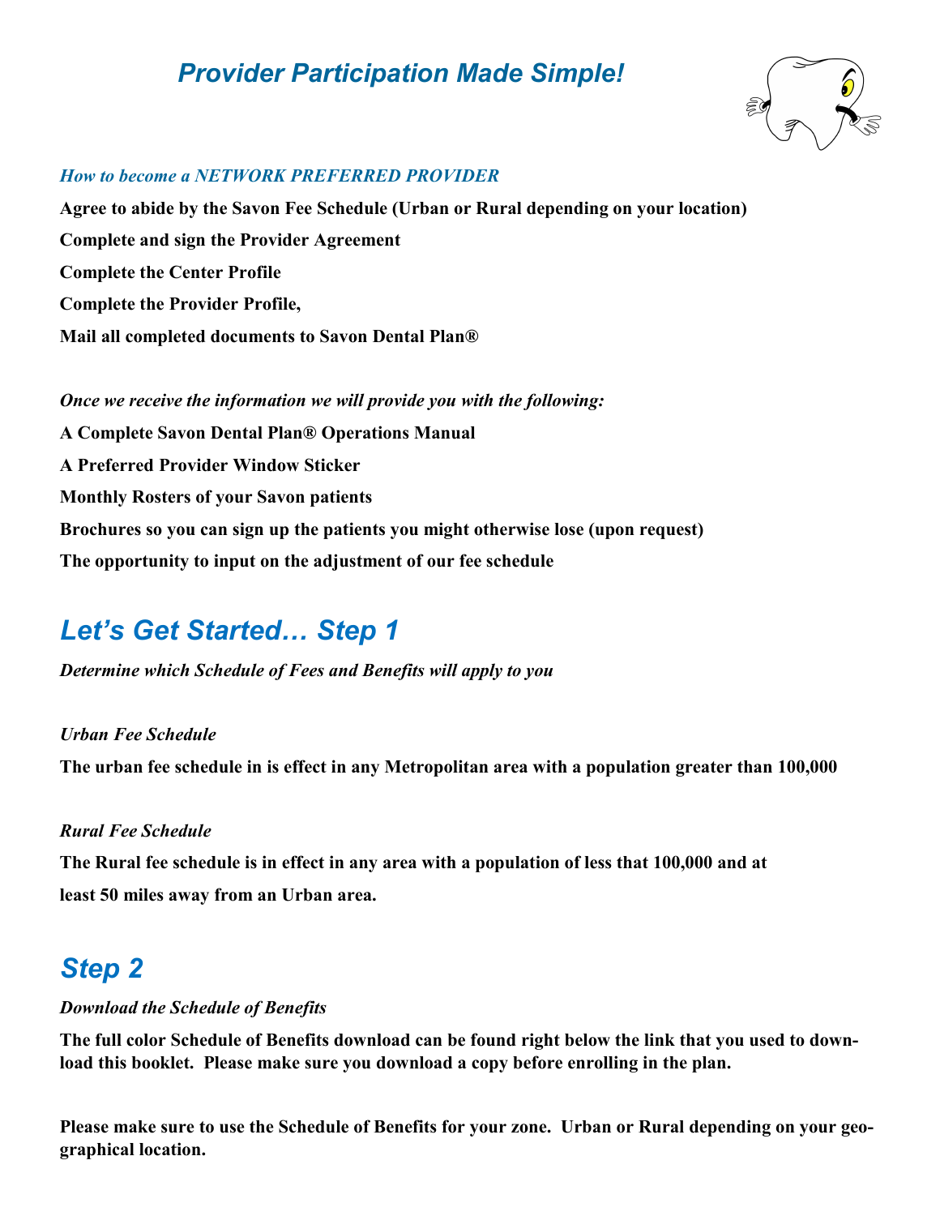# *Provider Participation Made Simple!*

*How to become a NETWORK PREFERRED PROVIDER*

**Agree to abide by the Savon Fee Schedule (Urban or Rural depending on your location)**

**Complete and sign the Provider Agreement**

**Complete the Center Profile**

**Complete the Provider Profile,**

**Mail all completed documents to Savon Dental Plan®**

*Once we receive the information we will provide you with the following:*

**A Complete Savon Dental Plan® Operations Manual**

**A Preferred Provider Window Sticker**

**Monthly Rosters of your Savon patients**

**Brochures so you can sign up the patients you might otherwise lose (upon request)**

**The opportunity to input on the adjustment of our fee schedule**

## *Let's Get Started… Step 1*

*Determine which Schedule of Fees and Benefits will apply to you*

*Urban Fee Schedule*

**The urban fee schedule in is effect in any Metropolitan area with a population greater than 100,000**

*Rural Fee Schedule*

**The Rural fee schedule is in effect in any area with a population of less that 100,000 and at least 50 miles away from an Urban area.**

## *Step 2*

*Download the Schedule of Benefits*

**The full color Schedule of Benefits download can be found right below the link that you used to download this booklet. Please make sure you download a copy before enrolling in the plan.**

**Please make sure to use the Schedule of Benefits for your zone. Urban or Rural depending on your geographical location.**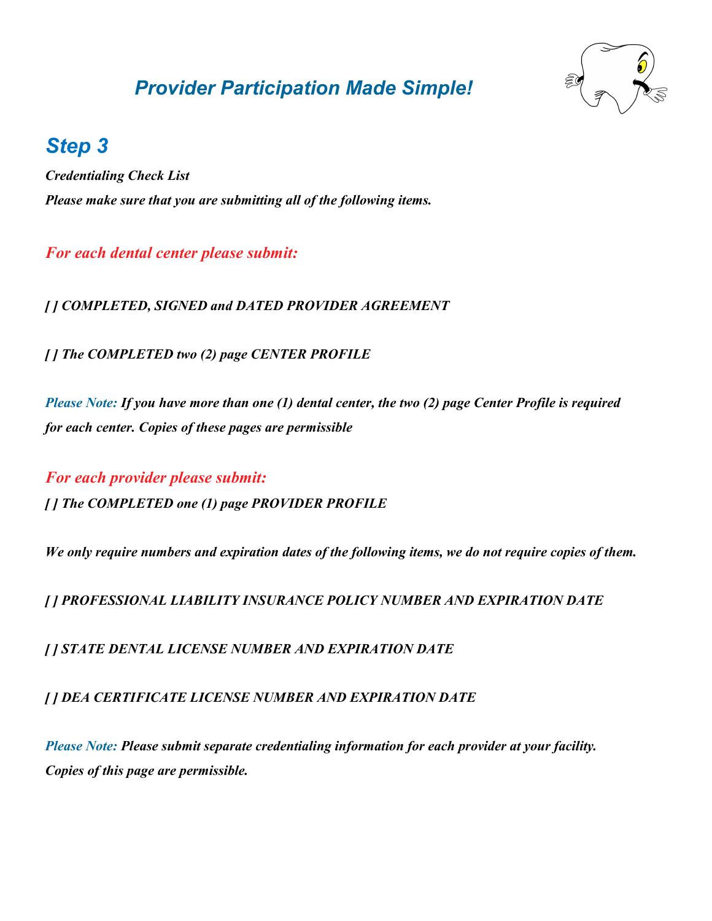## *Provider Participation Made Simple!*

# *Step 3*

***Credentialing Check List***

***Please make sure that you are submitting all of the following items.***

### *For each dental center please submit:*

***[ ] COMPLETED, SIGNED and DATED PROVIDER AGREEMENT***

***[ ] The COMPLETED two (2) page CENTER PROFILE***

*Please Note:* ***If you have more than one (1) dental center, the two (2) page Center Profile is required for each center. Copies of these pages are permissible***

### *For each provider please submit:*

***[ ] The COMPLETED one (1) page PROVIDER PROFILE***

***We only require numbers and expiration dates of the following items, we do not require copies of them.***

***[ ] PROFESSIONAL LIABILITY INSURANCE POLICY NUMBER AND EXPIRATION DATE***

***[ ] STATE DENTAL LICENSE NUMBER AND EXPIRATION DATE***

***[ ] DEA CERTIFICATE LICENSE NUMBER AND EXPIRATION DATE***

*Please Note:* ***Please submit separate credentialing information for each provider at your facility. Copies of this page are permissible.***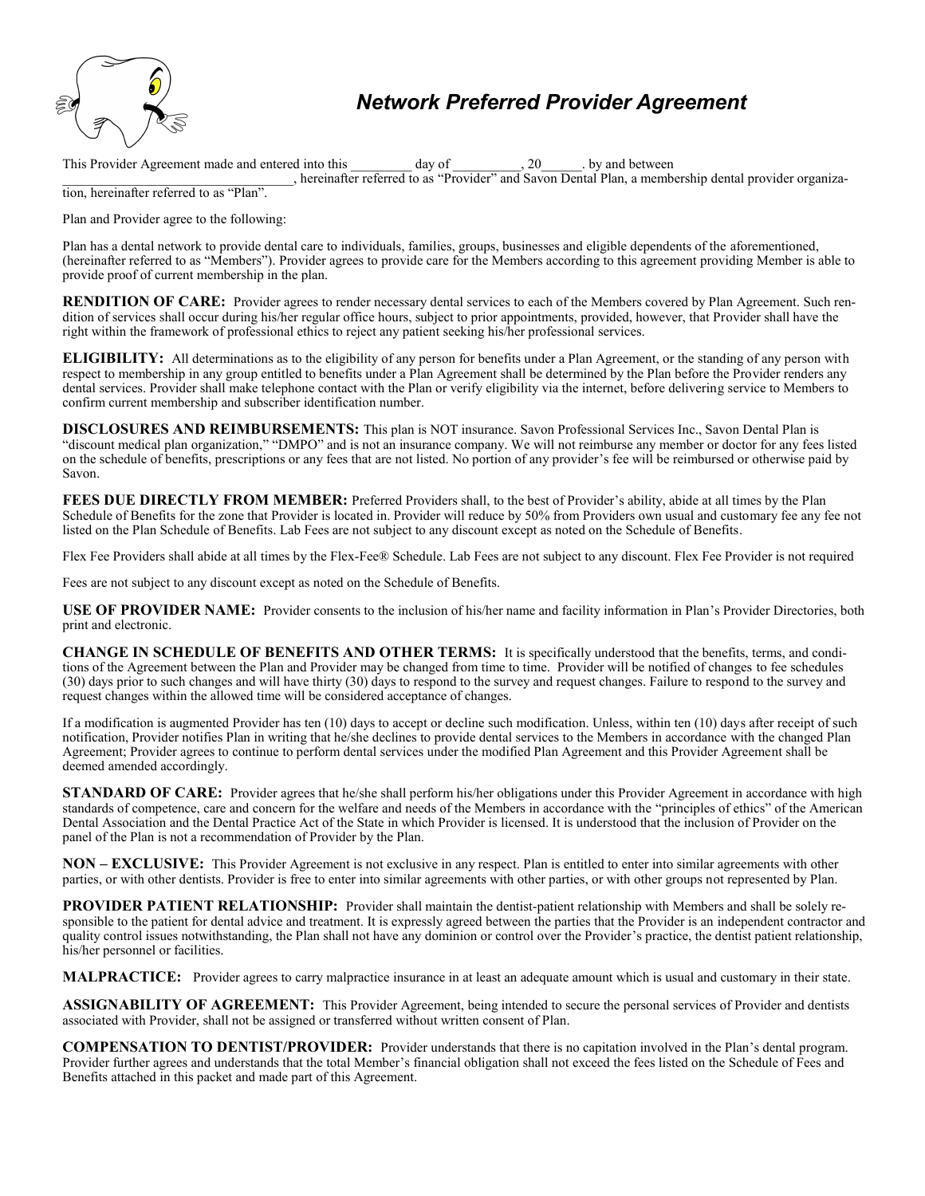# *Network Preferred Provider Agreement*

This Provider Agreement made and entered into this _________ day of __________, 20______. by and between ___________________________________, hereinafter referred to as "Provider" and Savon Dental Plan, a membership dental provider organization, hereinafter referred to as "Plan".

Plan and Provider agree to the following:

Plan has a dental network to provide dental care to individuals, families, groups, businesses and eligible dependents of the aforementioned, (hereinafter referred to as "Members"). Provider agrees to provide care for the Members according to this agreement providing Member is able to provide proof of current membership in the plan.

**RENDITION OF CARE:** Provider agrees to render necessary dental services to each of the Members covered by Plan Agreement. Such rendition of services shall occur during his/her regular office hours, subject to prior appointments, provided, however, that Provider shall have the right within the framework of professional ethics to reject any patient seeking his/her professional services.

**ELIGIBILITY:** All determinations as to the eligibility of any person for benefits under a Plan Agreement, or the standing of any person with respect to membership in any group entitled to benefits under a Plan Agreement shall be determined by the Plan before the Provider renders any dental services. Provider shall make telephone contact with the Plan or verify eligibility via the internet, before delivering service to Members to confirm current membership and subscriber identification number.

**DISCLOSURES AND REIMBURSEMENTS:** This plan is NOT insurance. Savon Professional Services Inc., Savon Dental Plan is "discount medical plan organization," "DMPO" and is not an insurance company. We will not reimburse any member or doctor for any fees listed on the schedule of benefits, prescriptions or any fees that are not listed. No portion of any provider's fee will be reimbursed or otherwise paid by Savon.

**FEES DUE DIRECTLY FROM MEMBER:** Preferred Providers shall, to the best of Provider's ability, abide at all times by the Plan Schedule of Benefits for the zone that Provider is located in. Provider will reduce by 50% from Providers own usual and customary fee any fee not listed on the Plan Schedule of Benefits. Lab Fees are not subject to any discount except as noted on the Schedule of Benefits.

Flex Fee Providers shall abide at all times by the Flex-Fee® Schedule. Lab Fees are not subject to any discount. Flex Fee Provider is not required

Fees are not subject to any discount except as noted on the Schedule of Benefits.

**USE OF PROVIDER NAME:** Provider consents to the inclusion of his/her name and facility information in Plan's Provider Directories, both print and electronic.

**CHANGE IN SCHEDULE OF BENEFITS AND OTHER TERMS:** It is specifically understood that the benefits, terms, and conditions of the Agreement between the Plan and Provider may be changed from time to time. Provider will be notified of changes to fee schedules (30) days prior to such changes and will have thirty (30) days to respond to the survey and request changes. Failure to respond to the survey and request changes within the allowed time will be considered acceptance of changes.

If a modification is augmented Provider has ten (10) days to accept or decline such modification. Unless, within ten (10) days after receipt of such notification, Provider notifies Plan in writing that he/she declines to provide dental services to the Members in accordance with the changed Plan Agreement; Provider agrees to continue to perform dental services under the modified Plan Agreement and this Provider Agreement shall be deemed amended accordingly.

**STANDARD OF CARE:** Provider agrees that he/she shall perform his/her obligations under this Provider Agreement in accordance with high standards of competence, care and concern for the welfare and needs of the Members in accordance with the "principles of ethics" of the American Dental Association and the Dental Practice Act of the State in which Provider is licensed. It is understood that the inclusion of Provider on the panel of the Plan is not a recommendation of Provider by the Plan.

**NON – EXCLUSIVE:** This Provider Agreement is not exclusive in any respect. Plan is entitled to enter into similar agreements with other parties, or with other dentists. Provider is free to enter into similar agreements with other parties, or with other groups not represented by Plan.

**PROVIDER PATIENT RELATIONSHIP:** Provider shall maintain the dentist-patient relationship with Members and shall be solely responsible to the patient for dental advice and treatment. It is expressly agreed between the parties that the Provider is an independent contractor and quality control issues notwithstanding, the Plan shall not have any dominion or control over the Provider's practice, the dentist patient relationship, his/her personnel or facilities.

**MALPRACTICE:** Provider agrees to carry malpractice insurance in at least an adequate amount which is usual and customary in their state.

**ASSIGNABILITY OF AGREEMENT:** This Provider Agreement, being intended to secure the personal services of Provider and dentists associated with Provider, shall not be assigned or transferred without written consent of Plan.

**COMPENSATION TO DENTIST/PROVIDER:** Provider understands that there is no capitation involved in the Plan's dental program. Provider further agrees and understands that the total Member's financial obligation shall not exceed the fees listed on the Schedule of Fees and Benefits attached in this packet and made part of this Agreement.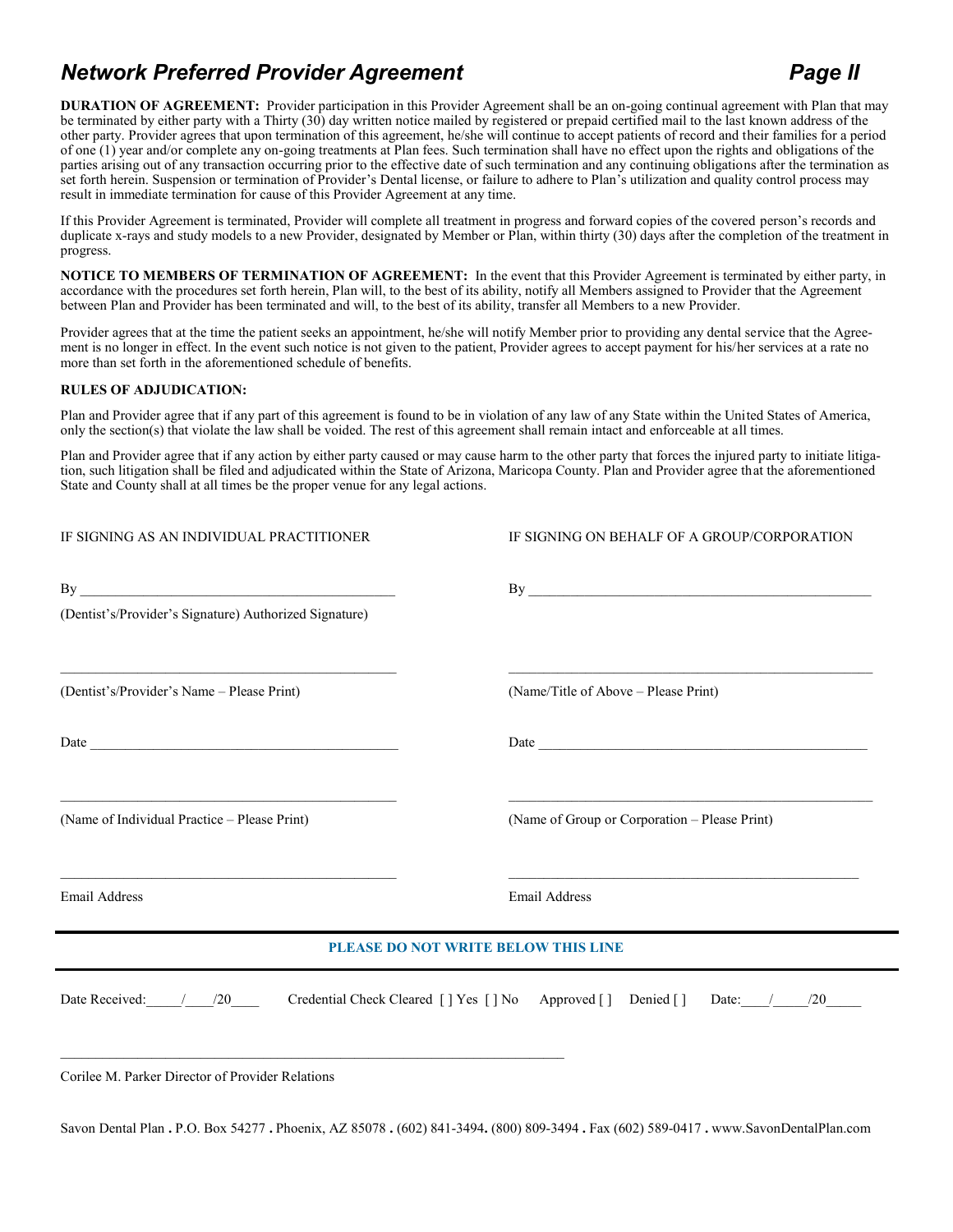## *Network Preferred Provider Agreement* *Page II*

**DURATION OF AGREEMENT:** Provider participation in this Provider Agreement shall be an on-going continual agreement with Plan that may be terminated by either party with a Thirty (30) day written notice mailed by registered or prepaid certified mail to the last known address of the other party. Provider agrees that upon termination of this agreement, he/she will continue to accept patients of record and their families for a period of one (1) year and/or complete any on-going treatments at Plan fees. Such termination shall have no effect upon the rights and obligations of the parties arising out of any transaction occurring prior to the effective date of such termination and any continuing obligations after the termination as set forth herein. Suspension or termination of Provider's Dental license, or failure to adhere to Plan's utilization and quality control process may result in immediate termination for cause of this Provider Agreement at any time.

If this Provider Agreement is terminated, Provider will complete all treatment in progress and forward copies of the covered person's records and duplicate x-rays and study models to a new Provider, designated by Member or Plan, within thirty (30) days after the completion of the treatment in progress.

**NOTICE TO MEMBERS OF TERMINATION OF AGREEMENT:** In the event that this Provider Agreement is terminated by either party, in accordance with the procedures set forth herein, Plan will, to the best of its ability, notify all Members assigned to Provider that the Agreement between Plan and Provider has been terminated and will, to the best of its ability, transfer all Members to a new Provider.

Provider agrees that at the time the patient seeks an appointment, he/she will notify Member prior to providing any dental service that the Agreement is no longer in effect. In the event such notice is not given to the patient, Provider agrees to accept payment for his/her services at a rate no more than set forth in the aforementioned schedule of benefits.

**RULES OF ADJUDICATION:**

Plan and Provider agree that if any part of this agreement is found to be in violation of any law of any State within the United States of America, only the section(s) that violate the law shall be voided. The rest of this agreement shall remain intact and enforceable at all times.

Plan and Provider agree that if any action by either party caused or may cause harm to the other party that forces the injured party to initiate litigation, such litigation shall be filed and adjudicated within the State of Arizona, Maricopa County. Plan and Provider agree that the aforementioned State and County shall at all times be the proper venue for any legal actions.

IF SIGNING AS AN INDIVIDUAL PRACTITIONER

By ____________________________________________

(Dentist's/Provider's Signature) Authorized Signature)

________________________________________________

(Dentist's/Provider's Name – Please Print)

Date ___________________________________________

________________________________________________

(Name of Individual Practice – Please Print)

________________________________________________

Email Address

IF SIGNING ON BEHALF OF A GROUP/CORPORATION

By ________________________________________________

__________________________________________________

(Name/Title of Above – Please Print)

Date _______________________________________________

__________________________________________________

(Name of Group or Corporation – Please Print)

__________________________________________________

Email Address

---

**PLEASE DO NOT WRITE BELOW THIS LINE**

---

Date Received:_____/____/20____ Credential Check Cleared [ ] Yes [ ] No Approved [ ] Denied [ ] Date:____/_____/20_____

___________________________________________________________________

Corilee M. Parker Director of Provider Relations

Savon Dental Plan . P.O. Box 54277 . Phoenix, AZ 85078 . (602) 841-3494. (800) 809-3494 . Fax (602) 589-0417 . www.SavonDentalPlan.com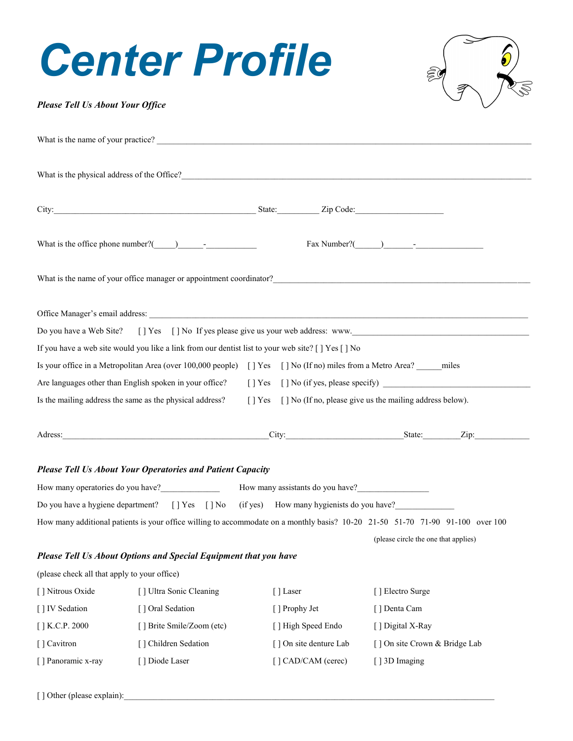# Center Profile

***Please Tell Us About Your Office***

What is the name of your practice? ________________________________________________________________________________

What is the physical address of the Office?____________________________________________________________________________

City:_______________________________________________ State:__________ Zip Code:_____________________

What is the office phone number?(_____)______-____________ Fax Number?(______)_______-________________

What is the name of your office manager or appointment coordinator?________________________________________________________

Office Manager's email address: ________________________________________________________________________________

Do you have a Web Site? [ ] Yes [ ] No If yes please give us your web address: www.___________________________________________

If you have a web site would you like a link from our dentist list to your web site? [ ] Yes [ ] No

Is your office in a Metropolitan Area (over 100,000 people) [ ] Yes [ ] No (If no) miles from a Metro Area? ______miles

Are languages other than English spoken in your office? [ ] Yes [ ] No (if yes, please specify) ___________________________________

Is the mailing address the same as the physical address? [ ] Yes [ ] No (If no, please give us the mailing address below).

Adress:_________________________________________________City:___________________________State:_________Zip:_____________

***Please Tell Us About Your Operatories and Patient Capacity***

How many operatories do you have?______________ How many assistants do you have?_________________

Do you have a hygiene department? [ ] Yes [ ] No (if yes) How many hygienists do you have?______________

How many additional patients is your office willing to accommodate on a monthly basis? 10-20 21-50 51-70 71-90 91-100 over 100

(please circle the one that applies)

***Please Tell Us About Options and Special Equipment that you have***

(please check all that apply to your office)

| | | | |
|---|---|---|---|
| [ ] Nitrous Oxide | [ ] Ultra Sonic Cleaning | [ ] Laser | [ ] Electro Surge |
| [ ] IV Sedation | [ ] Oral Sedation | [ ] Prophy Jet | [ ] Denta Cam |
| [ ] K.C.P. 2000 | [ ] Brite Smile/Zoom (etc) | [ ] High Speed Endo | [ ] Digital X-Ray |
| [ ] Cavitron | [ ] Children Sedation | [ ] On site denture Lab | [ ] On site Crown & Bridge Lab |
| [ ] Panoramic x-ray | [ ] Diode Laser | [ ] CAD/CAM (cerec) | [ ] 3D Imaging |

[ ] Other (please explain):_____________________________________________________________________________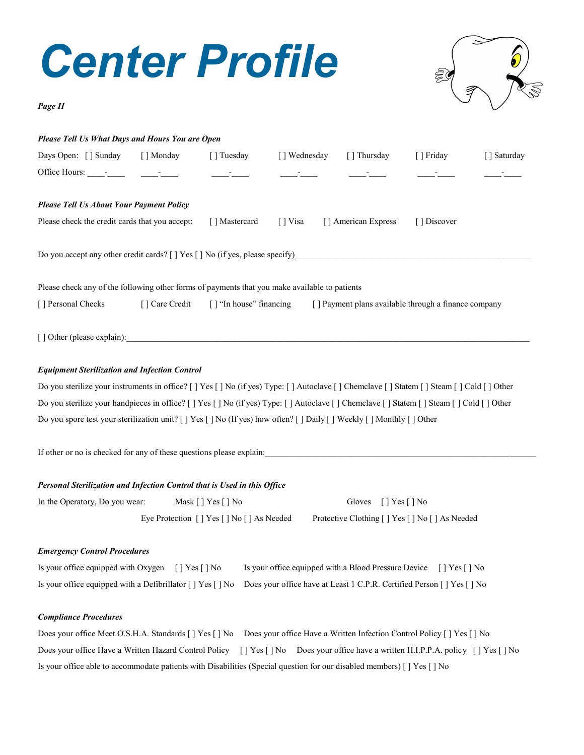# Center Profile

***Page II***

***Please Tell Us What Days and Hours You are Open***

Days Open: [ ] Sunday [ ] Monday [ ] Tuesday [ ] Wednesday [ ] Thursday [ ] Friday [ ] Saturday

Office Hours: ____-____ ____-____ ____-____ ____-____ ____-____ ____-____ ____-____

***Please Tell Us About Your Payment Policy***

Please check the credit cards that you accept: [ ] Mastercard [ ] Visa [ ] American Express [ ] Discover

Do you accept any other credit cards? [ ] Yes [ ] No (if yes, please specify)________________________________________________________

Please check any of the following other forms of payments that you make available to patients

[ ] Personal Checks [ ] Care Credit [ ] "In house" financing [ ] Payment plans available through a finance company

[ ] Other (please explain):____________________________________________________________________________________________

***Equipment Sterilization and Infection Control***

Do you sterilize your instruments in office? [ ] Yes [ ] No (if yes) Type: [ ] Autoclave [ ] Chemclave [ ] Statem [ ] Steam [ ] Cold [ ] Other

Do you sterilize your handpieces in office? [ ] Yes [ ] No (if yes) Type: [ ] Autoclave [ ] Chemclave [ ] Statem [ ] Steam [ ] Cold [ ] Other

Do you spore test your sterilization unit? [ ] Yes [ ] No (If yes) how often? [ ] Daily [ ] Weekly [ ] Monthly [ ] Other

If other or no is checked for any of these questions please explain:_____________________________________________________________

***Personal Sterilization and Infection Control that is Used in this Office***

In the Operatory, Do you wear: Mask [ ] Yes [ ] No Gloves [ ] Yes [ ] No

Eye Protection [ ] Yes [ ] No [ ] As Needed Protective Clothing [ ] Yes [ ] No [ ] As Needed

***Emergency Control Procedures***

Is your office equipped with Oxygen [ ] Yes [ ] No Is your office equipped with a Blood Pressure Device [ ] Yes [ ] No

Is your office equipped with a Defibrillator [ ] Yes [ ] No Does your office have at Least 1 C.P.R. Certified Person [ ] Yes [ ] No

***Compliance Procedures***

Does your office Meet O.S.H.A. Standards [ ] Yes [ ] No Does your office Have a Written Infection Control Policy [ ] Yes [ ] No

Does your office Have a Written Hazard Control Policy [ ] Yes [ ] No Does your office have a written H.I.P.P.A. policy [ ] Yes [ ] No

Is your office able to accommodate patients with Disabilities (Special question for our disabled members) [ ] Yes [ ] No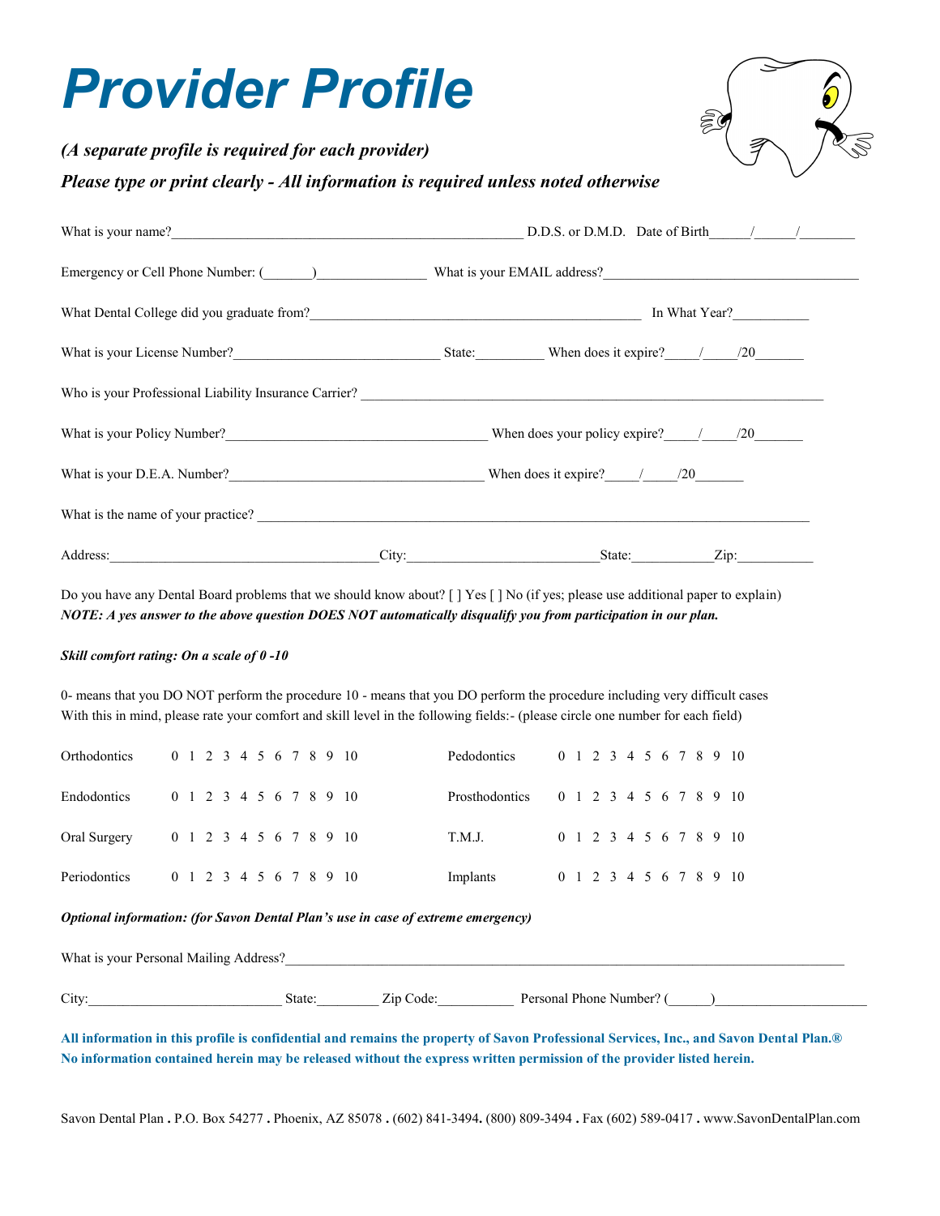# Provider Profile

***(A separate profile is required for each provider)***

***Please type or print clearly - All information is required unless noted otherwise***

What is your name?\_\_\_\_\_\_\_\_\_\_\_\_\_\_\_\_\_\_\_\_\_\_\_\_\_\_\_\_\_\_\_\_\_\_\_\_\_\_\_\_\_\_\_\_\_\_\_\_\_\_\_\_ D.D.S. or D.M.D. Date of Birth\_\_\_\_\_\_/\_\_\_\_\_\_/\_\_\_\_\_\_\_\_\_

Emergency or Cell Phone Number: (\_\_\_\_\_\_\_)\_\_\_\_\_\_\_\_\_\_\_\_\_\_\_\_ What is your EMAIL address?\_\_\_\_\_\_\_\_\_\_\_\_\_\_\_\_\_\_\_\_\_\_\_\_\_\_\_\_\_\_\_\_\_\_\_\_\_\_

What Dental College did you graduate from?\_\_\_\_\_\_\_\_\_\_\_\_\_\_\_\_\_\_\_\_\_\_\_\_\_\_\_\_\_\_\_\_\_\_\_\_\_\_\_\_\_\_\_\_\_\_\_\_ In What Year?\_\_\_\_\_\_\_\_\_\_\_

What is your License Number?\_\_\_\_\_\_\_\_\_\_\_\_\_\_\_\_\_\_\_\_\_\_\_\_\_\_\_\_\_\_ State:\_\_\_\_\_\_\_\_\_\_ When does it expire?\_\_\_\_\_/\_\_\_\_\_/20\_\_\_\_\_\_\_

Who is your Professional Liability Insurance Carrier? \_\_\_\_\_\_\_\_\_\_\_\_\_\_\_\_\_\_\_\_\_\_\_\_\_\_\_\_\_\_\_\_\_\_\_\_\_\_\_\_\_\_\_\_\_\_\_\_\_\_\_\_\_\_\_\_\_\_\_\_\_\_\_\_\_\_\_\_

What is your Policy Number?\_\_\_\_\_\_\_\_\_\_\_\_\_\_\_\_\_\_\_\_\_\_\_\_\_\_\_\_\_\_\_\_\_\_\_\_\_\_\_ When does your policy expire?\_\_\_\_\_/\_\_\_\_\_/20\_\_\_\_\_\_\_

What is your D.E.A. Number?\_\_\_\_\_\_\_\_\_\_\_\_\_\_\_\_\_\_\_\_\_\_\_\_\_\_\_\_\_\_\_\_\_\_\_\_\_\_ When does it expire?\_\_\_\_\_/\_\_\_\_\_/20\_\_\_\_\_\_\_

What is the name of your practice? \_\_\_\_\_\_\_\_\_\_\_\_\_\_\_\_\_\_\_\_\_\_\_\_\_\_\_\_\_\_\_\_\_\_\_\_\_\_\_\_\_\_\_\_\_\_\_\_\_\_\_\_\_\_\_\_\_\_\_\_\_\_\_\_\_\_\_\_\_\_\_\_\_\_\_\_\_\_\_\_

Address:\_\_\_\_\_\_\_\_\_\_\_\_\_\_\_\_\_\_\_\_\_\_\_\_\_\_\_\_\_\_\_\_\_\_\_\_\_\_\_City:\_\_\_\_\_\_\_\_\_\_\_\_\_\_\_\_\_\_\_\_\_\_\_\_\_\_\_\_State:\_\_\_\_\_\_\_\_\_\_\_\_Zip:\_\_\_\_\_\_\_\_\_\_\_\_

Do you have any Dental Board problems that we should know about? [ ] Yes [ ] No (if yes; please use additional paper to explain)
***NOTE: A yes answer to the above question DOES NOT automatically disqualify you from participation in our plan.***

***Skill comfort rating: On a scale of 0 -10***

0- means that you DO NOT perform the procedure 10 - means that you DO perform the procedure including very difficult cases
With this in mind, please rate your comfort and skill level in the following fields:- (please circle one number for each field)

| | | | |
|---|---|---|---|
| Orthodontics | 0 1 2 3 4 5 6 7 8 9 10 | Pedodontics | 0 1 2 3 4 5 6 7 8 9 10 |
| Endodontics | 0 1 2 3 4 5 6 7 8 9 10 | Prosthodontics | 0 1 2 3 4 5 6 7 8 9 10 |
| Oral Surgery | 0 1 2 3 4 5 6 7 8 9 10 | T.M.J. | 0 1 2 3 4 5 6 7 8 9 10 |
| Periodontics | 0 1 2 3 4 5 6 7 8 9 10 | Implants | 0 1 2 3 4 5 6 7 8 9 10 |

***Optional information: (for Savon Dental Plan's use in case of extreme emergency)***

What is your Personal Mailing Address?\_\_\_\_\_\_\_\_\_\_\_\_\_\_\_\_\_\_\_\_\_\_\_\_\_\_\_\_\_\_\_\_\_\_\_\_\_\_\_\_\_\_\_\_\_\_\_\_\_\_\_\_\_\_\_\_\_\_\_\_\_\_\_\_\_\_\_\_\_\_\_\_\_\_\_\_\_\_

City:\_\_\_\_\_\_\_\_\_\_\_\_\_\_\_\_\_\_\_\_\_\_\_\_\_\_\_\_ State:\_\_\_\_\_\_\_\_\_ Zip Code:\_\_\_\_\_\_\_\_\_\_\_ Personal Phone Number? (\_\_\_\_\_\_)\_\_\_\_\_\_\_\_\_\_\_\_\_\_\_\_\_\_\_\_\_\_

**All information in this profile is confidential and remains the property of Savon Professional Services, Inc., and Savon Dental Plan.® No information contained herein may be released without the express written permission of the provider listed herein.**

Savon Dental Plan . P.O. Box 54277 . Phoenix, AZ 85078 . (602) 841-3494. (800) 809-3494 . Fax (602) 589-0417 . www.SavonDentalPlan.com